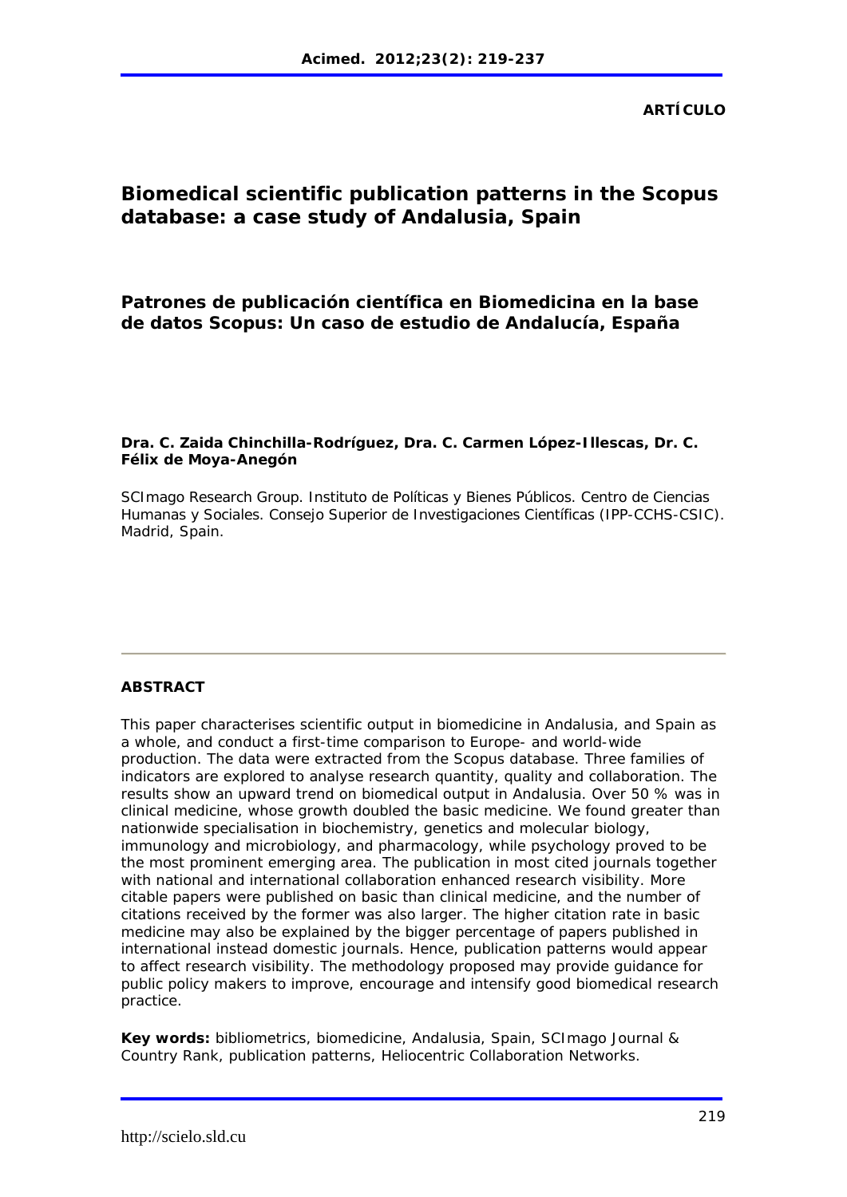**ARTÍCULO**

# Biomedical scientific publication patterns in the Scopus database: a case study of Andalusia, Spain

## Patrones de publicación científica en Biomedicina en la base de datos Scopus: Un caso de estudio de Andalucía, España

**Dra. C. Zaida Chinchilla-Rodríguez, Dra. C. Carmen López-Illescas, Dr. C. Félix de Moya-Anegón**

SCImago Research Group. Instituto de Políticas y Bienes Públicos. Centro de Ciencias Humanas y Sociales. Consejo Superior de Investigaciones Científicas (IPP-CCHS-CSIC). Madrid, Spain.

---

**ABSTRACT**

This paper characterises scientific output in biomedicine in Andalusia, and Spain as a whole, and conduct a first-time comparison to Europe- and world-wide production. The data were extracted from the Scopus database. Three families of indicators are explored to analyse research quantity, quality and collaboration. The results show an upward trend on biomedical output in Andalusia. Over 50 % was in clinical medicine, whose growth doubled the basic medicine. We found greater than nationwide specialisation in biochemistry, genetics and molecular biology, immunology and microbiology, and pharmacology, while psychology proved to be the most prominent emerging area. The publication in most cited journals together with national and international collaboration enhanced research visibility. More citable papers were published on basic than clinical medicine, and the number of citations received by the former was also larger. The higher citation rate in basic medicine may also be explained by the bigger percentage of papers published in international instead domestic journals. Hence, publication patterns would appear to affect research visibility. The methodology proposed may provide guidance for public policy makers to improve, encourage and intensify good biomedical research practice.

**Key words:** bibliometrics, biomedicine, Andalusia, Spain, SCImago Journal & Country Rank, publication patterns, Heliocentric Collaboration Networks.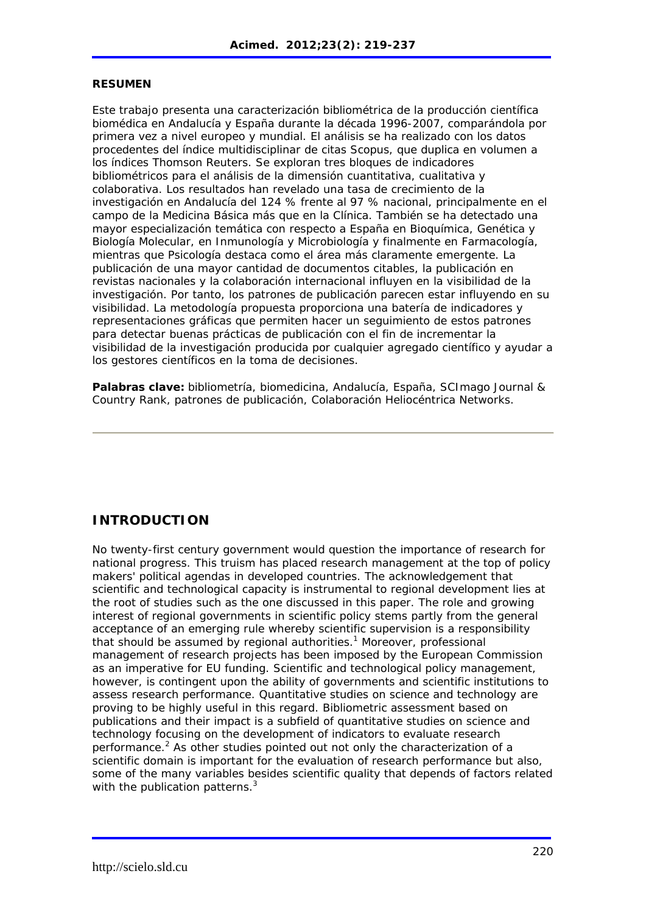**RESUMEN**

Este trabajo presenta una caracterización bibliométrica de la producción científica biomédica en Andalucía y España durante la década 1996-2007, comparándola por primera vez a nivel europeo y mundial. El análisis se ha realizado con los datos procedentes del índice multidisciplinar de citas Scopus, que duplica en volumen a los índices Thomson Reuters. Se exploran tres bloques de indicadores bibliométricos para el análisis de la dimensión cuantitativa, cualitativa y colaborativa. Los resultados han revelado una tasa de crecimiento de la investigación en Andalucía del 124 % frente al 97 % nacional, principalmente en el campo de la Medicina Básica más que en la Clínica. También se ha detectado una mayor especialización temática con respecto a España en Bioquímica, Genética y Biología Molecular, en Inmunología y Microbiología y finalmente en Farmacología, mientras que Psicología destaca como el área más claramente emergente. La publicación de una mayor cantidad de documentos citables, la publicación en revistas nacionales y la colaboración internacional influyen en la visibilidad de la investigación. Por tanto, los patrones de publicación parecen estar influyendo en su visibilidad. La metodología propuesta proporciona una batería de indicadores y representaciones gráficas que permiten hacer un seguimiento de estos patrones para detectar buenas prácticas de publicación con el fin de incrementar la visibilidad de la investigación producida por cualquier agregado científico y ayudar a los gestores científicos en la toma de decisiones.

**Palabras clave:** bibliometría, biomedicina, Andalucía, España, SCImago Journal & Country Rank, patrones de publicación, Colaboración Heliocéntrica Networks.

## INTRODUCTION

No twenty-first century government would question the importance of research for national progress. This truism has placed research management at the top of policy makers' political agendas in developed countries. The acknowledgement that scientific and technological capacity is instrumental to regional development lies at the root of studies such as the one discussed in this paper. The role and growing interest of regional governments in scientific policy stems partly from the general acceptance of an emerging rule whereby scientific supervision is a responsibility that should be assumed by regional authorities.[1] Moreover, professional management of research projects has been imposed by the European Commission as an imperative for EU funding. Scientific and technological policy management, however, is contingent upon the ability of governments and scientific institutions to assess research performance. Quantitative studies on science and technology are proving to be highly useful in this regard. Bibliometric assessment based on publications and their impact is a subfield of quantitative studies on science and technology focusing on the development of indicators to evaluate research performance.[2] As other studies pointed out not only the characterization of a scientific domain is important for the evaluation of research performance but also, some of the many variables besides scientific quality that depends of factors related with the publication patterns.[3]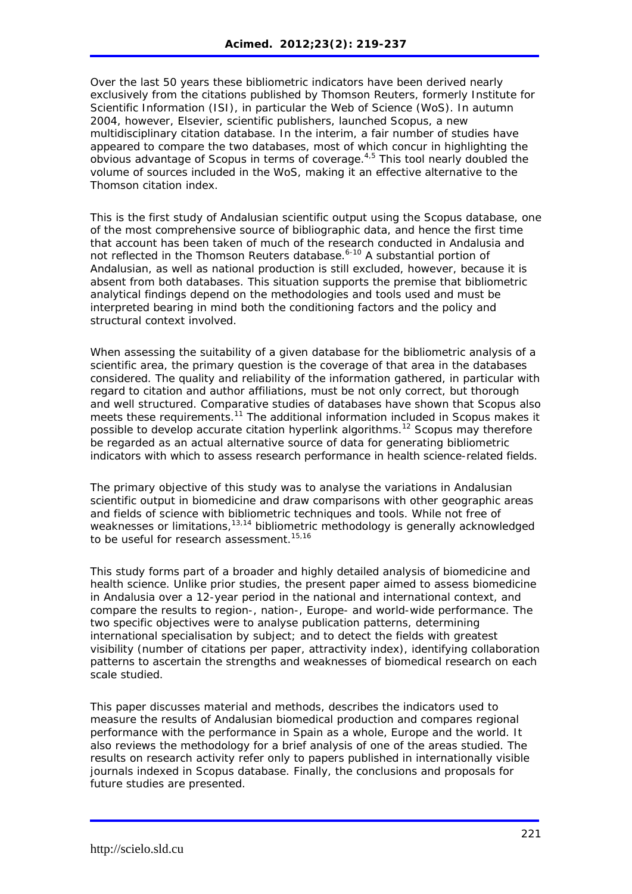Over the last 50 years these bibliometric indicators have been derived nearly exclusively from the citations published by Thomson Reuters, formerly Institute for Scientific Information (ISI), in particular the Web of Science (WoS). In autumn 2004, however, Elsevier, scientific publishers, launched Scopus, a new multidisciplinary citation database. In the interim, a fair number of studies have appeared to compare the two databases, most of which concur in highlighting the obvious advantage of Scopus in terms of coverage.[4,5] This tool nearly doubled the volume of sources included in the WoS, making it an effective alternative to the Thomson citation index.

This is the first study of Andalusian scientific output using the Scopus database, one of the most comprehensive source of bibliographic data, and hence the first time that account has been taken of much of the research conducted in Andalusia and not reflected in the Thomson Reuters database.[6-10] A substantial portion of Andalusian, as well as national production is still excluded, however, because it is absent from both databases. This situation supports the premise that bibliometric analytical findings depend on the methodologies and tools used and must be interpreted bearing in mind both the conditioning factors and the policy and structural context involved.

When assessing the suitability of a given database for the bibliometric analysis of a scientific area, the primary question is the coverage of that area in the databases considered. The quality and reliability of the information gathered, in particular with regard to citation and author affiliations, must be not only correct, but thorough and well structured. Comparative studies of databases have shown that Scopus also meets these requirements.[11] The additional information included in Scopus makes it possible to develop accurate citation hyperlink algorithms.[12] Scopus may therefore be regarded as an actual alternative source of data for generating bibliometric indicators with which to assess research performance in health science-related fields.

The primary objective of this study was to analyse the variations in Andalusian scientific output in biomedicine and draw comparisons with other geographic areas and fields of science with bibliometric techniques and tools. While not free of weaknesses or limitations,[13,14] bibliometric methodology is generally acknowledged to be useful for research assessment.[15,16]

This study forms part of a broader and highly detailed analysis of biomedicine and health science. Unlike prior studies, the present paper aimed to assess biomedicine in Andalusia over a 12-year period in the national and international context, and compare the results to region-, nation-, Europe- and world-wide performance. The two specific objectives were to analyse publication patterns, determining international specialisation by subject; and to detect the fields with greatest visibility (number of citations per paper, attractivity index), identifying collaboration patterns to ascertain the strengths and weaknesses of biomedical research on each scale studied.

This paper discusses material and methods, describes the indicators used to measure the results of Andalusian biomedical production and compares regional performance with the performance in Spain as a whole, Europe and the world. It also reviews the methodology for a brief analysis of one of the areas studied. The results on research activity refer only to papers published in internationally visible journals indexed in Scopus database. Finally, the conclusions and proposals for future studies are presented.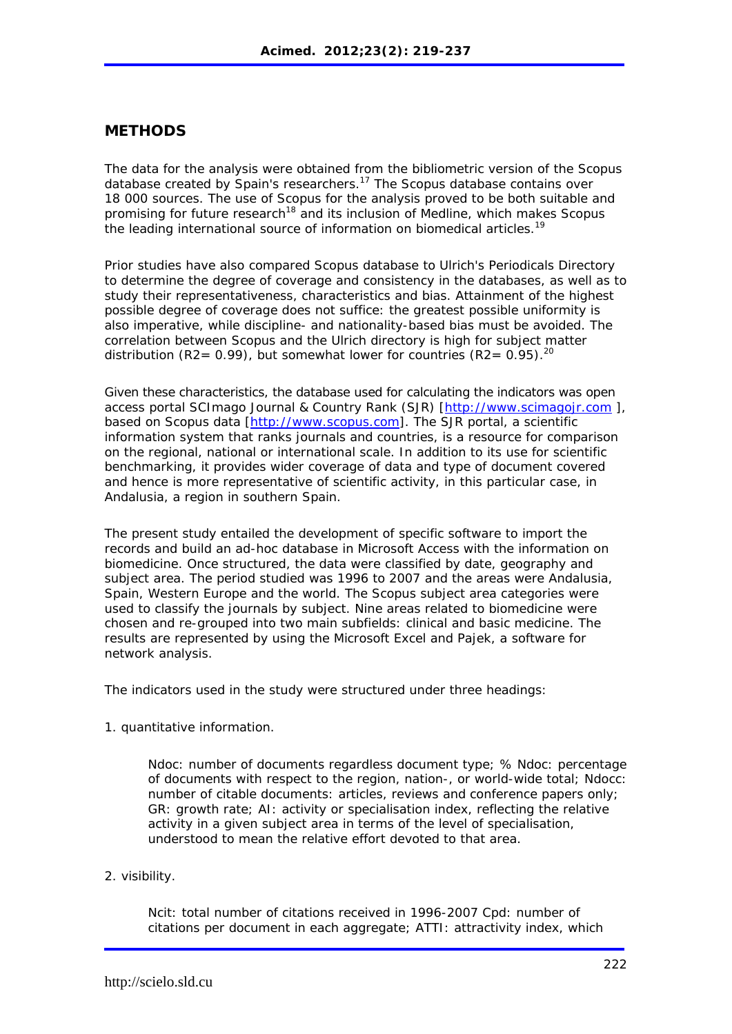## METHODS

The data for the analysis were obtained from the bibliometric version of the Scopus database created by Spain's researchers.[17] The Scopus database contains over 18 000 sources. The use of Scopus for the analysis proved to be both suitable and promising for future research[18] and its inclusion of Medline, which makes Scopus the leading international source of information on biomedical articles.[19]

Prior studies have also compared Scopus database to Ulrich's Periodicals Directory to determine the degree of coverage and consistency in the databases, as well as to study their representativeness, characteristics and bias. Attainment of the highest possible degree of coverage does not suffice: the greatest possible uniformity is also imperative, while discipline- and nationality-based bias must be avoided. The correlation between Scopus and the Ulrich directory is high for subject matter distribution ($R2= 0.99$), but somewhat lower for countries ($R2= 0.95$).[20]

Given these characteristics, the database used for calculating the indicators was open access portal SCImago Journal & Country Rank (SJR) [http://www.scimagojr.com ], based on Scopus data [http://www.scopus.com]. The SJR portal, a scientific information system that ranks journals and countries, is a resource for comparison on the regional, national or international scale. In addition to its use for scientific benchmarking, it provides wider coverage of data and type of document covered and hence is more representative of scientific activity, in this particular case, in Andalusia, a region in southern Spain.

The present study entailed the development of specific software to import the records and build an ad-hoc database in Microsoft Access with the information on biomedicine. Once structured, the data were classified by date, geography and subject area. The period studied was 1996 to 2007 and the areas were Andalusia, Spain, Western Europe and the world. The Scopus subject area categories were used to classify the journals by subject. Nine areas related to biomedicine were chosen and re-grouped into two main subfields: clinical and basic medicine. The results are represented by using the Microsoft Excel and Pajek, a software for network analysis.

The indicators used in the study were structured under three headings:

1. quantitative information.

   Ndoc: number of documents regardless document type; % Ndoc: percentage of documents with respect to the region, nation-, or world-wide total; Ndocc: number of citable documents: articles, reviews and conference papers only; GR: growth rate; AI: activity or specialisation index, reflecting the relative activity in a given subject area in terms of the level of specialisation, understood to mean the relative effort devoted to that area.

2. visibility.

   Ncit: total number of citations received in 1996-2007 Cpd: number of citations per document in each aggregate; ATTI: attractivity index, which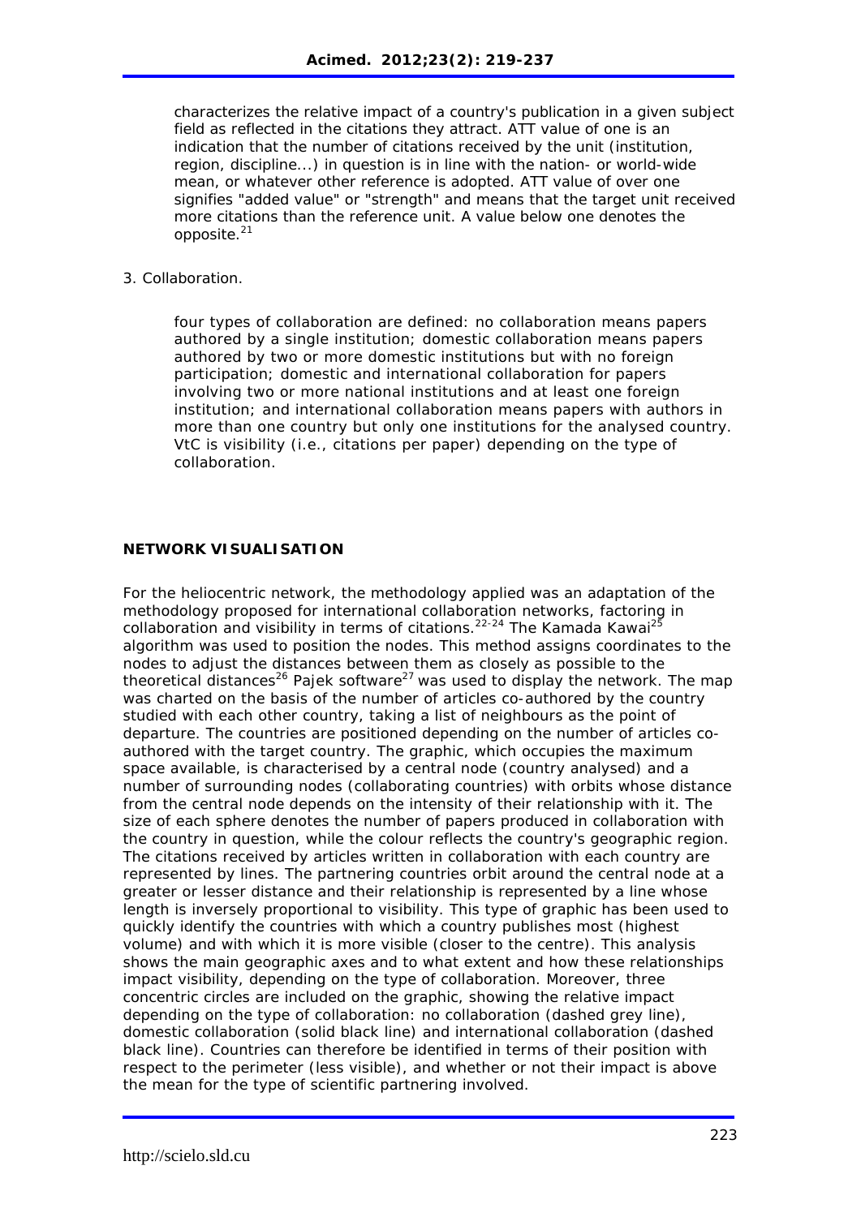characterizes the relative impact of a country's publication in a given subject field as reflected in the citations they attract. ATT value of one is an indication that the number of citations received by the unit (institution, region, discipline...) in question is in line with the nation- or world-wide mean, or whatever other reference is adopted. ATT value of over one signifies "added value" or "strength" and means that the target unit received more citations than the reference unit. A value below one denotes the opposite.[21]

3. Collaboration.

> four types of collaboration are defined: no collaboration means papers authored by a single institution; domestic collaboration means papers authored by two or more domestic institutions but with no foreign participation; domestic and international collaboration for papers involving two or more national institutions and at least one foreign institution; and international collaboration means papers with authors in more than one country but only one institutions for the analysed country. VtC is visibility (i.e., citations per paper) depending on the type of collaboration.

**NETWORK VISUALISATION**

For the heliocentric network, the methodology applied was an adaptation of the methodology proposed for international collaboration networks, factoring in collaboration and visibility in terms of citations.[22-24] The Kamada Kawai[25] algorithm was used to position the nodes. This method assigns coordinates to the nodes to adjust the distances between them as closely as possible to the theoretical distances[26] Pajek software[27] was used to display the network. The map was charted on the basis of the number of articles co-authored by the country studied with each other country, taking a list of neighbours as the point of departure. The countries are positioned depending on the number of articles co-authored with the target country. The graphic, which occupies the maximum space available, is characterised by a central node (country analysed) and a number of surrounding nodes (collaborating countries) with orbits whose distance from the central node depends on the intensity of their relationship with it. The size of each sphere denotes the number of papers produced in collaboration with the country in question, while the colour reflects the country's geographic region. The citations received by articles written in collaboration with each country are represented by lines. The partnering countries orbit around the central node at a greater or lesser distance and their relationship is represented by a line whose length is inversely proportional to visibility. This type of graphic has been used to quickly identify the countries with which a country publishes most (highest volume) and with which it is more visible (closer to the centre). This analysis shows the main geographic axes and to what extent and how these relationships impact visibility, depending on the type of collaboration. Moreover, three concentric circles are included on the graphic, showing the relative impact depending on the type of collaboration: no collaboration (dashed grey line), domestic collaboration (solid black line) and international collaboration (dashed black line). Countries can therefore be identified in terms of their position with respect to the perimeter (less visible), and whether or not their impact is above the mean for the type of scientific partnering involved.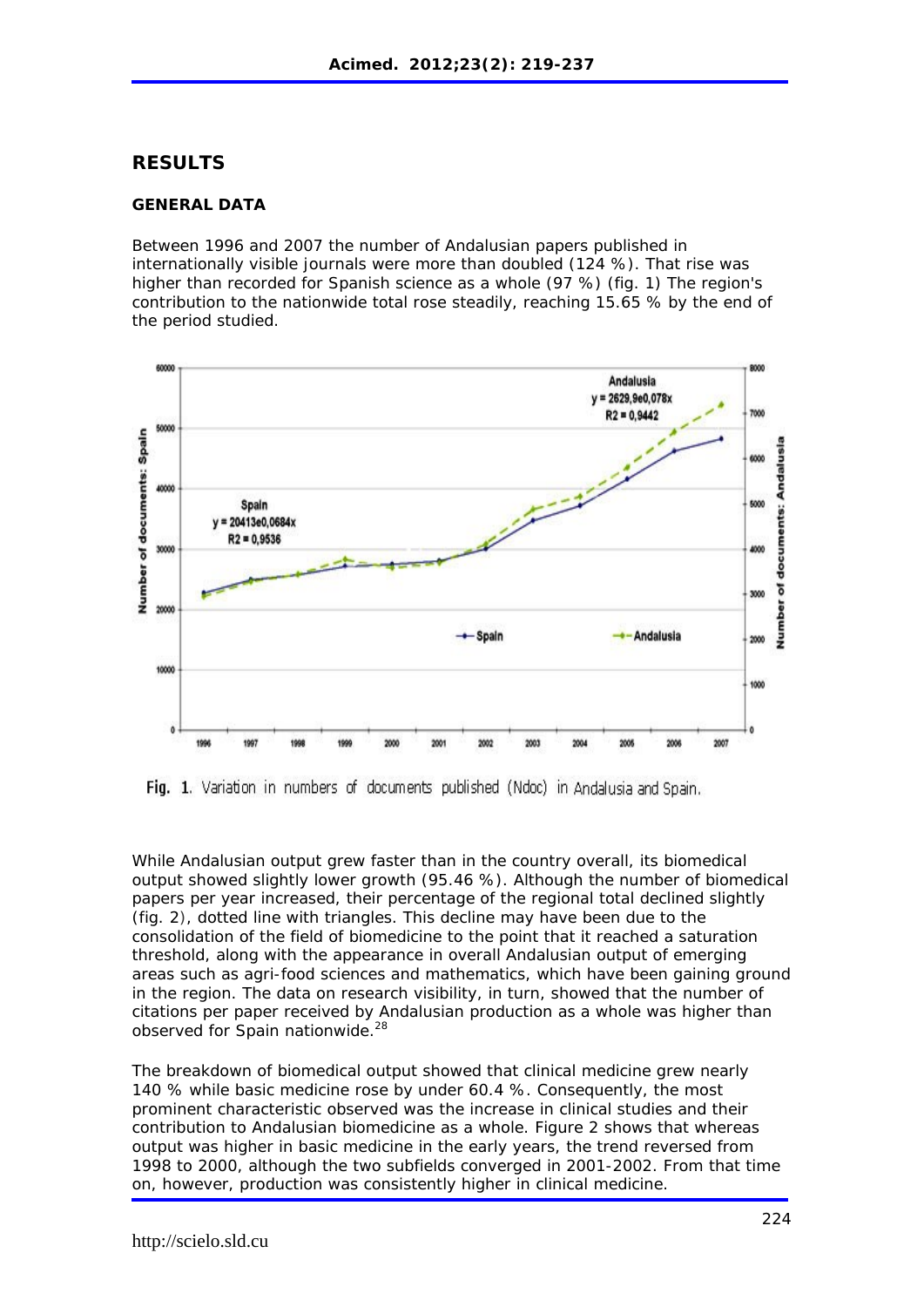## RESULTS

### GENERAL DATA

Between 1996 and 2007 the number of Andalusian papers published in internationally visible journals were more than doubled (124 %). That rise was higher than recorded for Spanish science as a whole (97 %) (fig. 1) The region's contribution to the nationwide total rose steadily, reaching 15.65 % by the end of the period studied.

**Fig. 1**. Variation in numbers of documents published (Ndoc) in Andalusia and Spain.

While Andalusian output grew faster than in the country overall, its biomedical output showed slightly lower growth (95.46 %). Although the number of biomedical papers per year increased, their percentage of the regional total declined slightly (fig. 2), dotted line with triangles. This decline may have been due to the consolidation of the field of biomedicine to the point that it reached a saturation threshold, along with the appearance in overall Andalusian output of emerging areas such as agri-food sciences and mathematics, which have been gaining ground in the region. The data on research visibility, in turn, showed that the number of citations per paper received by Andalusian production as a whole was higher than observed for Spain nationwide.[28]

The breakdown of biomedical output showed that clinical medicine grew nearly 140 % while basic medicine rose by under 60.4 %. Consequently, the most prominent characteristic observed was the increase in clinical studies and their contribution to Andalusian biomedicine as a whole. Figure 2 shows that whereas output was higher in basic medicine in the early years, the trend reversed from 1998 to 2000, although the two subfields converged in 2001-2002. From that time on, however, production was consistently higher in clinical medicine.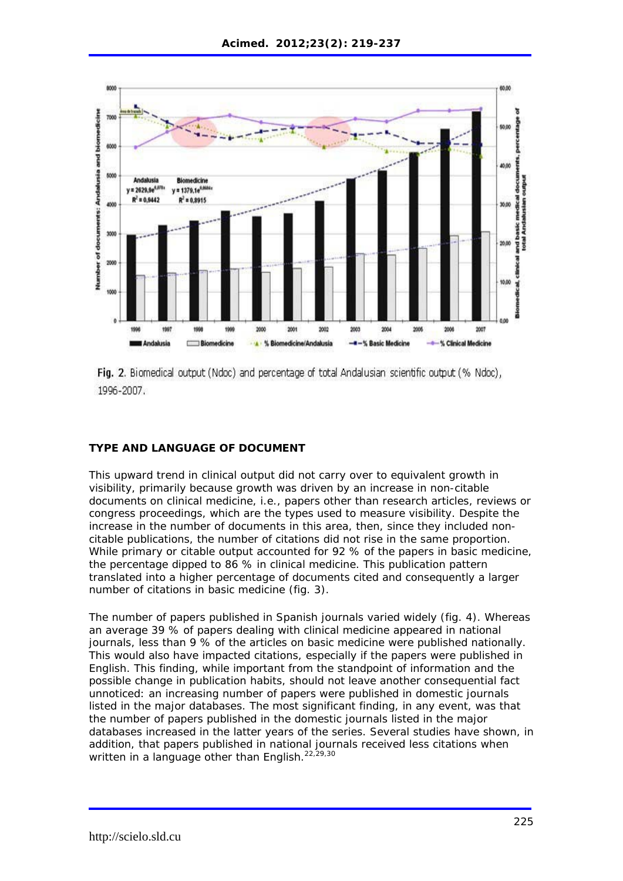Fig. 2. Biomedical output (Ndoc) and percentage of total Andalusian scientific output (% Ndoc), 1996-2007.

## TYPE AND LANGUAGE OF DOCUMENT

This upward trend in clinical output did not carry over to equivalent growth in visibility, primarily because growth was driven by an increase in non-citable documents on clinical medicine, i.e., papers other than research articles, reviews or congress proceedings, which are the types used to measure visibility. Despite the increase in the number of documents in this area, then, since they included non-citable publications, the number of citations did not rise in the same proportion. While primary or citable output accounted for 92 % of the papers in basic medicine, the percentage dipped to 86 % in clinical medicine. This publication pattern translated into a higher percentage of documents cited and consequently a larger number of citations in basic medicine (fig. 3).

The number of papers published in Spanish journals varied widely (fig. 4). Whereas an average 39 % of papers dealing with clinical medicine appeared in national journals, less than 9 % of the articles on basic medicine were published nationally. This would also have impacted citations, especially if the papers were published in English. This finding, while important from the standpoint of information and the possible change in publication habits, should not leave another consequential fact unnoticed: an increasing number of papers were published in domestic journals listed in the major databases. The most significant finding, in any event, was that the number of papers published in the domestic journals listed in the major databases increased in the latter years of the series. Several studies have shown, in addition, that papers published in national journals received less citations when written in a language other than English.[22,29,30]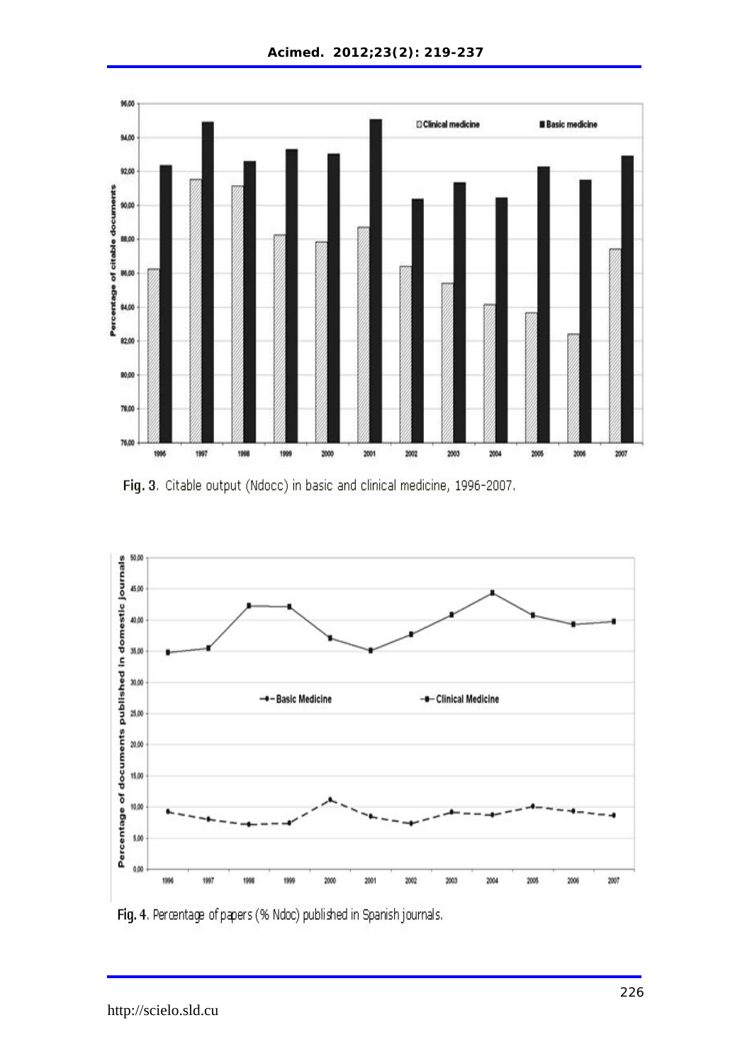Fig. 3. Citable output (Ndocc) in basic and clinical medicine, 1996-2007.

Fig. 4. Percentage of papers (% Ndoc) published in Spanish journals.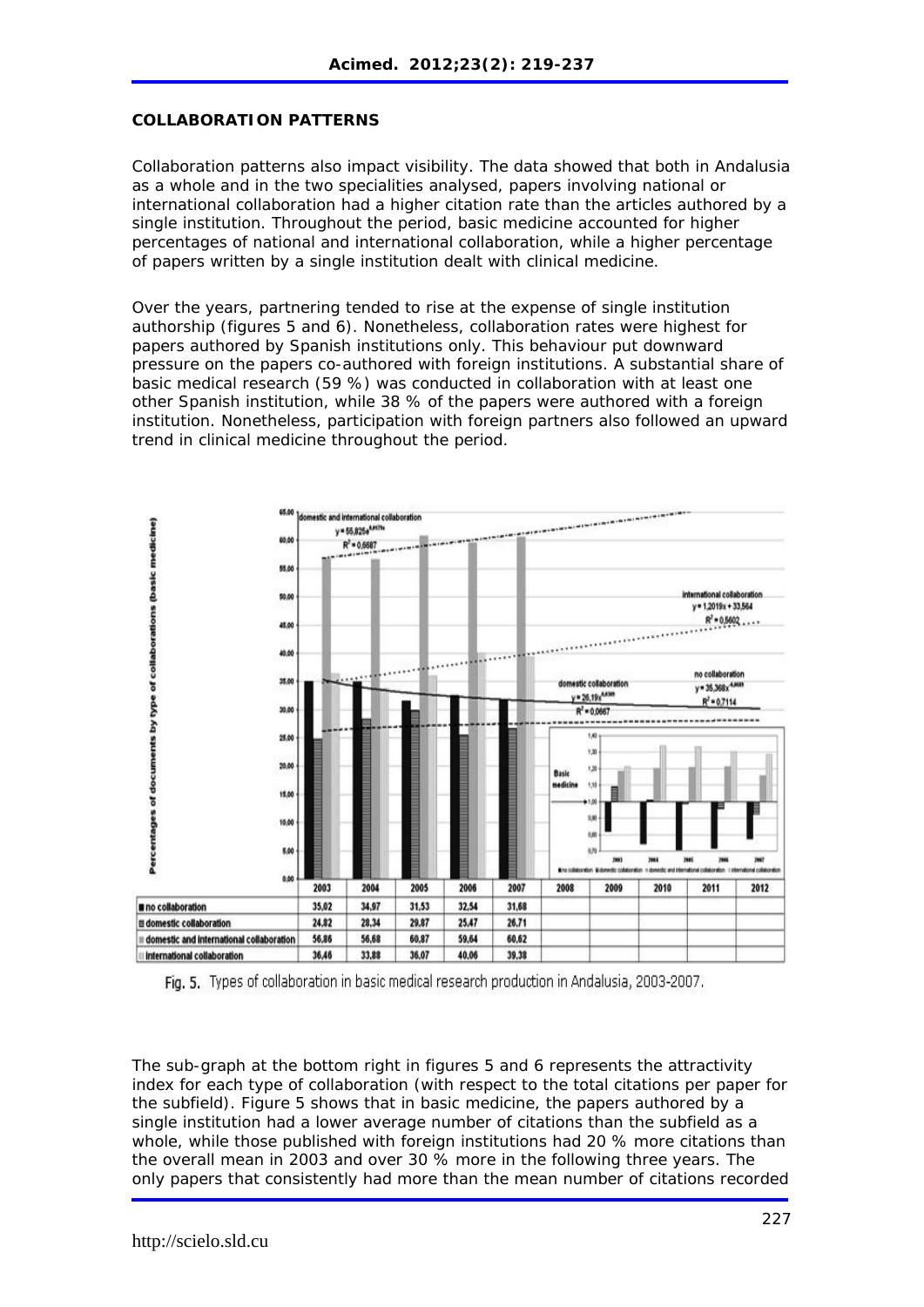### COLLABORATION PATTERNS

Collaboration patterns also impact visibility. The data showed that both in Andalusia as a whole and in the two specialities analysed, papers involving national or international collaboration had a higher citation rate than the articles authored by a single institution. Throughout the period, basic medicine accounted for higher percentages of national and international collaboration, while a higher percentage of papers written by a single institution dealt with clinical medicine.

Over the years, partnering tended to rise at the expense of single institution authorship (figures 5 and 6). Nonetheless, collaboration rates were highest for papers authored by Spanish institutions only. This behaviour put downward pressure on the papers co-authored with foreign institutions. A substantial share of basic medical research (59 %) was conducted in collaboration with at least one other Spanish institution, while 38 % of the papers were authored with a foreign institution. Nonetheless, participation with foreign partners also followed an upward trend in clinical medicine throughout the period.

| | 2003 | 2004 | 2005 | 2006 | 2007 | 2008 | 2009 | 2010 | 2011 | 2012 |
|---|---|---|---|---|---|---|---|---|---|---|
| no collaboration | 35,02 | 34,97 | 31,53 | 32,54 | 31,68 | | | | | |
| domestic collaboration | 24,82 | 28,34 | 29,87 | 25,47 | 26,71 | | | | | |
| domestic and international collaboration | 56,86 | 56,68 | 60,87 | 59,64 | 60,62 | | | | | |
| international collaboration | 36,46 | 33,88 | 36,07 | 40,06 | 39,38 | | | | | |

Fig. 5. Types of collaboration in basic medical research production in Andalusia, 2003-2007.

The sub-graph at the bottom right in figures 5 and 6 represents the attractivity index for each type of collaboration (with respect to the total citations per paper for the subfield). Figure 5 shows that in basic medicine, the papers authored by a single institution had a lower average number of citations than the subfield as a whole, while those published with foreign institutions had 20 % more citations than the overall mean in 2003 and over 30 % more in the following three years. The only papers that consistently had more than the mean number of citations recorded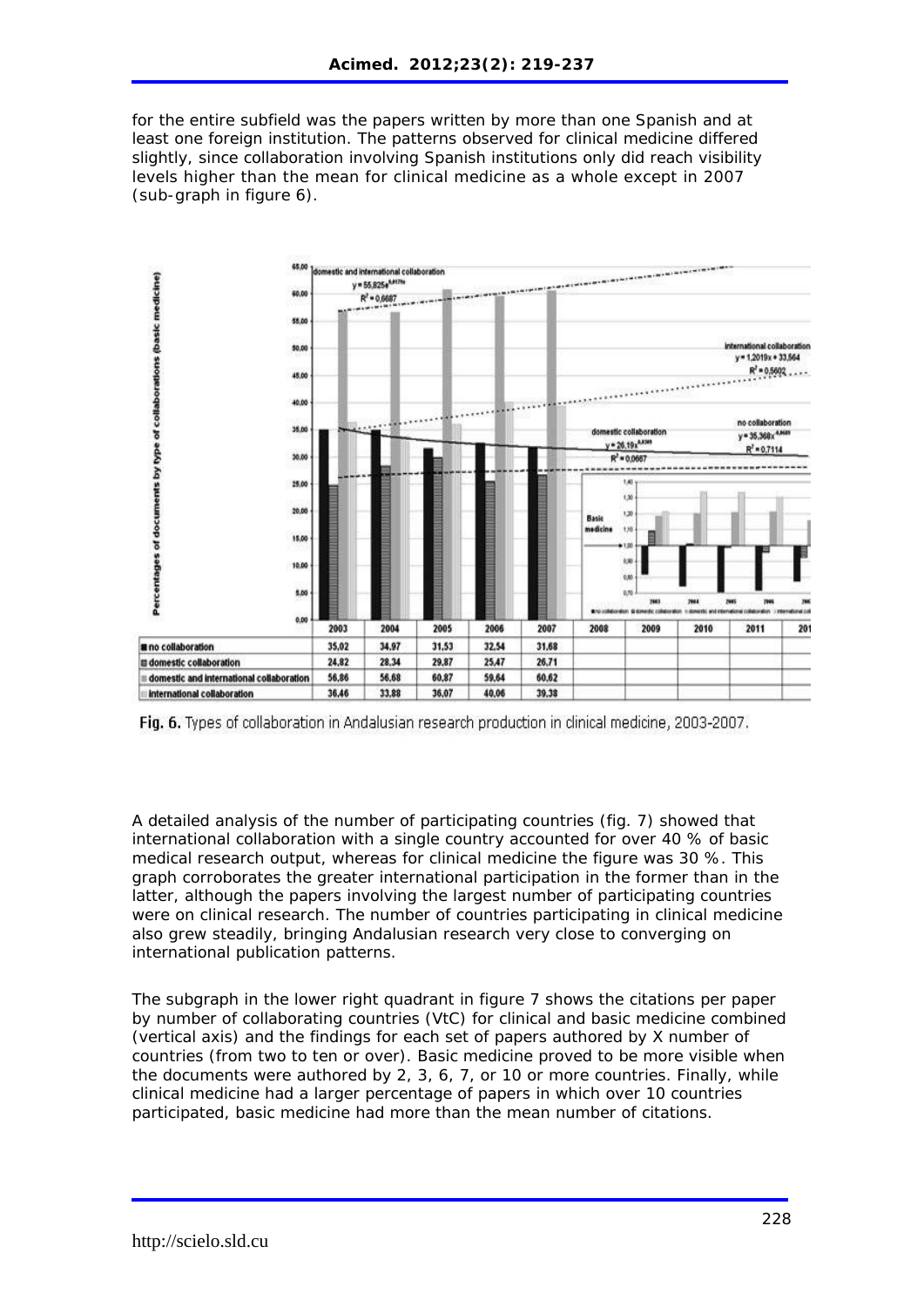for the entire subfield was the papers written by more than one Spanish and at least one foreign institution. The patterns observed for clinical medicine differed slightly, since collaboration involving Spanish institutions only did reach visibility levels higher than the mean for clinical medicine as a whole except in 2007 (sub-graph in figure 6).

| | 2003 | 2004 | 2005 | 2006 | 2007 | 2008 | 2009 | 2010 | 2011 | 201 |
|---|---|---|---|---|---|---|---|---|---|---|
| no collaboration | 35,02 | 34,97 | 31,53 | 32,54 | 31,68 | | | | | |
| domestic collaboration | 24,82 | 28,34 | 29,87 | 25,47 | 26,71 | | | | | |
| domestic and international collaboration | 56,86 | 56,68 | 60,87 | 59,64 | 60,62 | | | | | |
| international collaboration | 36,46 | 33,88 | 36,07 | 40,06 | 39,38 | | | | | |

**Fig. 6.** Types of collaboration in Andalusian research production in clinical medicine, 2003-2007.

A detailed analysis of the number of participating countries (fig. 7) showed that international collaboration with a single country accounted for over 40 % of basic medical research output, whereas for clinical medicine the figure was 30 %. This graph corroborates the greater international participation in the former than in the latter, although the papers involving the largest number of participating countries were on clinical research. The number of countries participating in clinical medicine also grew steadily, bringing Andalusian research very close to converging on international publication patterns.

The subgraph in the lower right quadrant in figure 7 shows the citations per paper by number of collaborating countries (VtC) for clinical and basic medicine combined (vertical axis) and the findings for each set of papers authored by X number of countries (from two to ten or over). Basic medicine proved to be more visible when the documents were authored by 2, 3, 6, 7, or 10 or more countries. Finally, while clinical medicine had a larger percentage of papers in which over 10 countries participated, basic medicine had more than the mean number of citations.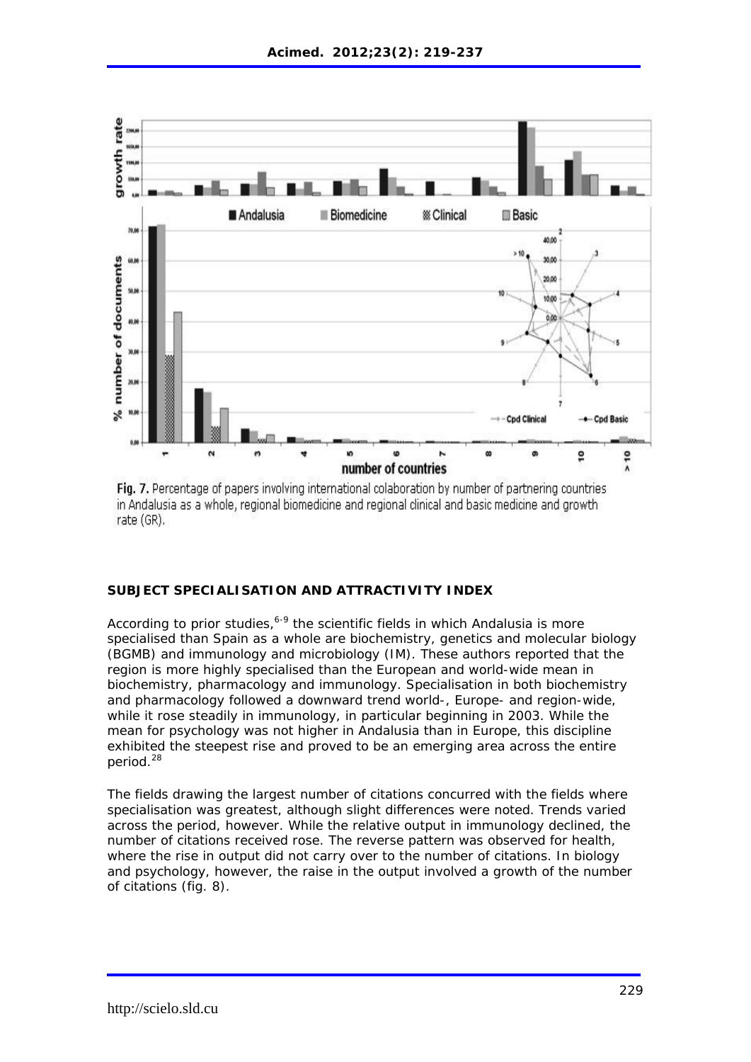Fig. 7. Percentage of papers involving international colaboration by number of partnering countries in Andalusia as a whole, regional biomedicine and regional clinical and basic medicine and growth rate (GR).

**SUBJECT SPECIALISATION AND ATTRACTIVITY INDEX**

According to prior studies,[6-9] the scientific fields in which Andalusia is more specialised than Spain as a whole are biochemistry, genetics and molecular biology (BGMB) and immunology and microbiology (IM). These authors reported that the region is more highly specialised than the European and world-wide mean in biochemistry, pharmacology and immunology. Specialisation in both biochemistry and pharmacology followed a downward trend world-, Europe- and region-wide, while it rose steadily in immunology, in particular beginning in 2003. While the mean for psychology was not higher in Andalusia than in Europe, this discipline exhibited the steepest rise and proved to be an emerging area across the entire period.[28]

The fields drawing the largest number of citations concurred with the fields where specialisation was greatest, although slight differences were noted. Trends varied across the period, however. While the relative output in immunology declined, the number of citations received rose. The reverse pattern was observed for health, where the rise in output did not carry over to the number of citations. In biology and psychology, however, the raise in the output involved a growth of the number of citations (fig. 8).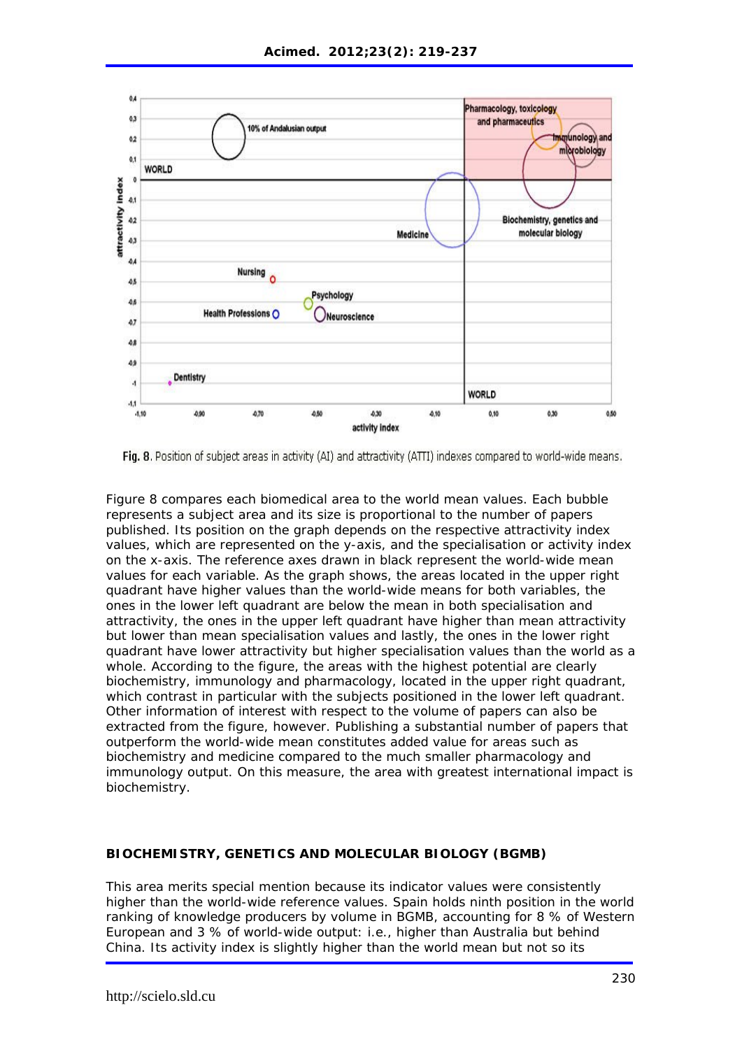**Fig. 8.** Position of subject areas in activity (AI) and attractivity (ATTI) indexes compared to world-wide means.

Figure 8 compares each biomedical area to the world mean values. Each bubble represents a subject area and its size is proportional to the number of papers published. Its position on the graph depends on the respective attractivity index values, which are represented on the y-axis, and the specialisation or activity index on the x-axis. The reference axes drawn in black represent the world-wide mean values for each variable. As the graph shows, the areas located in the upper right quadrant have higher values than the world-wide means for both variables, the ones in the lower left quadrant are below the mean in both specialisation and attractivity, the ones in the upper left quadrant have higher than mean attractivity but lower than mean specialisation values and lastly, the ones in the lower right quadrant have lower attractivity but higher specialisation values than the world as a whole. According to the figure, the areas with the highest potential are clearly biochemistry, immunology and pharmacology, located in the upper right quadrant, which contrast in particular with the subjects positioned in the lower left quadrant. Other information of interest with respect to the volume of papers can also be extracted from the figure, however. Publishing a substantial number of papers that outperform the world-wide mean constitutes added value for areas such as biochemistry and medicine compared to the much smaller pharmacology and immunology output. On this measure, the area with greatest international impact is biochemistry.

## BIOCHEMISTRY, GENETICS AND MOLECULAR BIOLOGY (BGMB)

This area merits special mention because its indicator values were consistently higher than the world-wide reference values. Spain holds ninth position in the world ranking of knowledge producers by volume in BGMB, accounting for 8 % of Western European and 3 % of world-wide output: i.e., higher than Australia but behind China. Its activity index is slightly higher than the world mean but not so its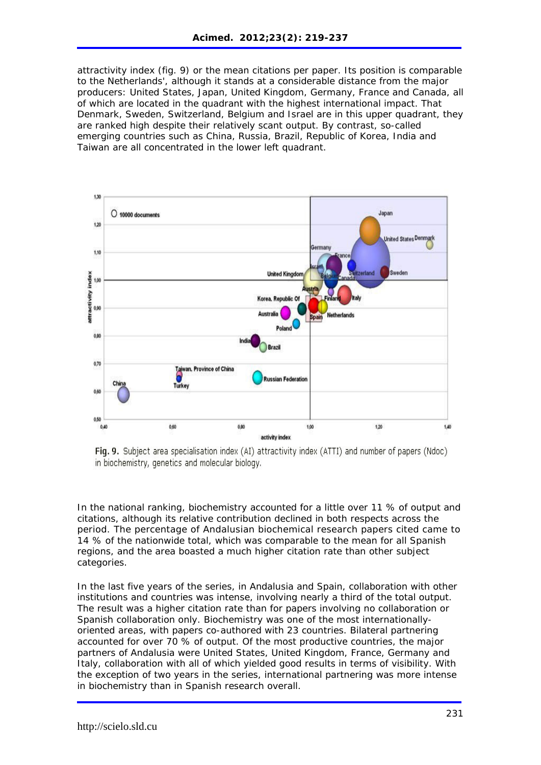attractivity index (fig. 9) or the mean citations per paper. Its position is comparable to the Netherlands', although it stands at a considerable distance from the major producers: United States, Japan, United Kingdom, Germany, France and Canada, all of which are located in the quadrant with the highest international impact. That Denmark, Sweden, Switzerland, Belgium and Israel are in this upper quadrant, they are ranked high despite their relatively scant output. By contrast, so-called emerging countries such as China, Russia, Brazil, Republic of Korea, India and Taiwan are all concentrated in the lower left quadrant.

**Fig. 9.** Subject area specialisation index (AI) attractivity index (ATTI) and number of papers (Ndoc) in biochemistry, genetics and molecular biology.

In the national ranking, biochemistry accounted for a little over 11 % of output and citations, although its relative contribution declined in both respects across the period. The percentage of Andalusian biochemical research papers cited came to 14 % of the nationwide total, which was comparable to the mean for all Spanish regions, and the area boasted a much higher citation rate than other subject categories.

In the last five years of the series, in Andalusia and Spain, collaboration with other institutions and countries was intense, involving nearly a third of the total output. The result was a higher citation rate than for papers involving no collaboration or Spanish collaboration only. Biochemistry was one of the most internationally-oriented areas, with papers co-authored with 23 countries. Bilateral partnering accounted for over 70 % of output. Of the most productive countries, the major partners of Andalusia were United States, United Kingdom, France, Germany and Italy, collaboration with all of which yielded good results in terms of visibility. With the exception of two years in the series, international partnering was more intense in biochemistry than in Spanish research overall.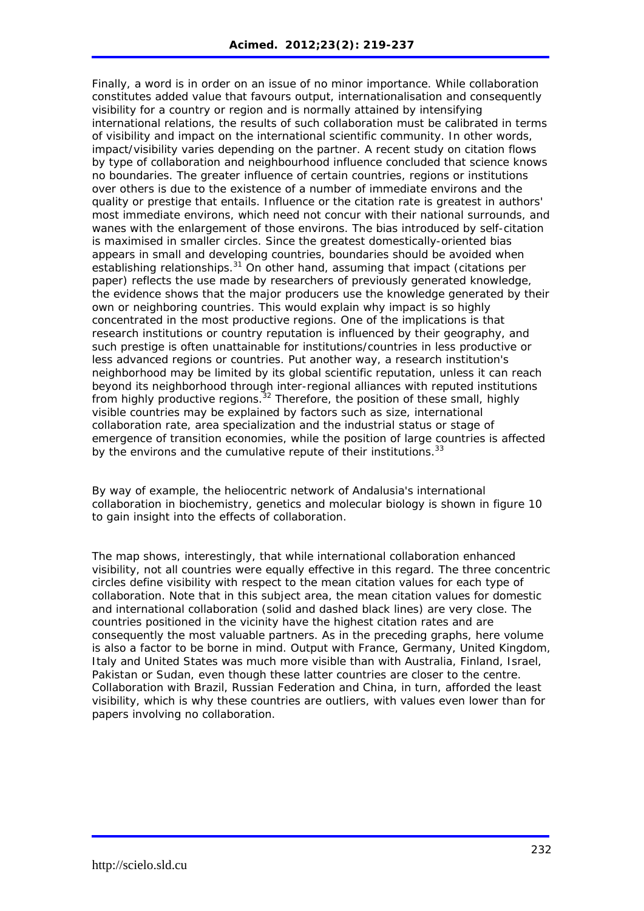Finally, a word is in order on an issue of no minor importance. While collaboration constitutes added value that favours output, internationalisation and consequently visibility for a country or region and is normally attained by intensifying international relations, the results of such collaboration must be calibrated in terms of visibility and impact on the international scientific community. In other words, impact/visibility varies depending on the partner. A recent study on citation flows by type of collaboration and neighbourhood influence concluded that science knows no boundaries. The greater influence of certain countries, regions or institutions over others is due to the existence of a number of immediate environs and the quality or prestige that entails. Influence or the citation rate is greatest in authors' most immediate environs, which need not concur with their national surrounds, and wanes with the enlargement of those environs. The bias introduced by self-citation is maximised in smaller circles. Since the greatest domestically-oriented bias appears in small and developing countries, boundaries should be avoided when establishing relationships.[31] On other hand, assuming that impact (citations per paper) reflects the use made by researchers of previously generated knowledge, the evidence shows that the major producers use the knowledge generated by their own or neighboring countries. This would explain why impact is so highly concentrated in the most productive regions. One of the implications is that research institutions or country reputation is influenced by their geography, and such prestige is often unattainable for institutions/countries in less productive or less advanced regions or countries. Put another way, a research institution's neighborhood may be limited by its global scientific reputation, unless it can reach beyond its neighborhood through inter-regional alliances with reputed institutions from highly productive regions.[32] Therefore, the position of these small, highly visible countries may be explained by factors such as size, international collaboration rate, area specialization and the industrial status or stage of emergence of transition economies, while the position of large countries is affected by the environs and the cumulative repute of their institutions.[33]

By way of example, the heliocentric network of Andalusia's international collaboration in biochemistry, genetics and molecular biology is shown in figure 10 to gain insight into the effects of collaboration.

The map shows, interestingly, that while international collaboration enhanced visibility, not all countries were equally effective in this regard. The three concentric circles define visibility with respect to the mean citation values for each type of collaboration. Note that in this subject area, the mean citation values for domestic and international collaboration (solid and dashed black lines) are very close. The countries positioned in the vicinity have the highest citation rates and are consequently the most valuable partners. As in the preceding graphs, here volume is also a factor to be borne in mind. Output with France, Germany, United Kingdom, Italy and United States was much more visible than with Australia, Finland, Israel, Pakistan or Sudan, even though these latter countries are closer to the centre. Collaboration with Brazil, Russian Federation and China, in turn, afforded the least visibility, which is why these countries are outliers, with values even lower than for papers involving no collaboration.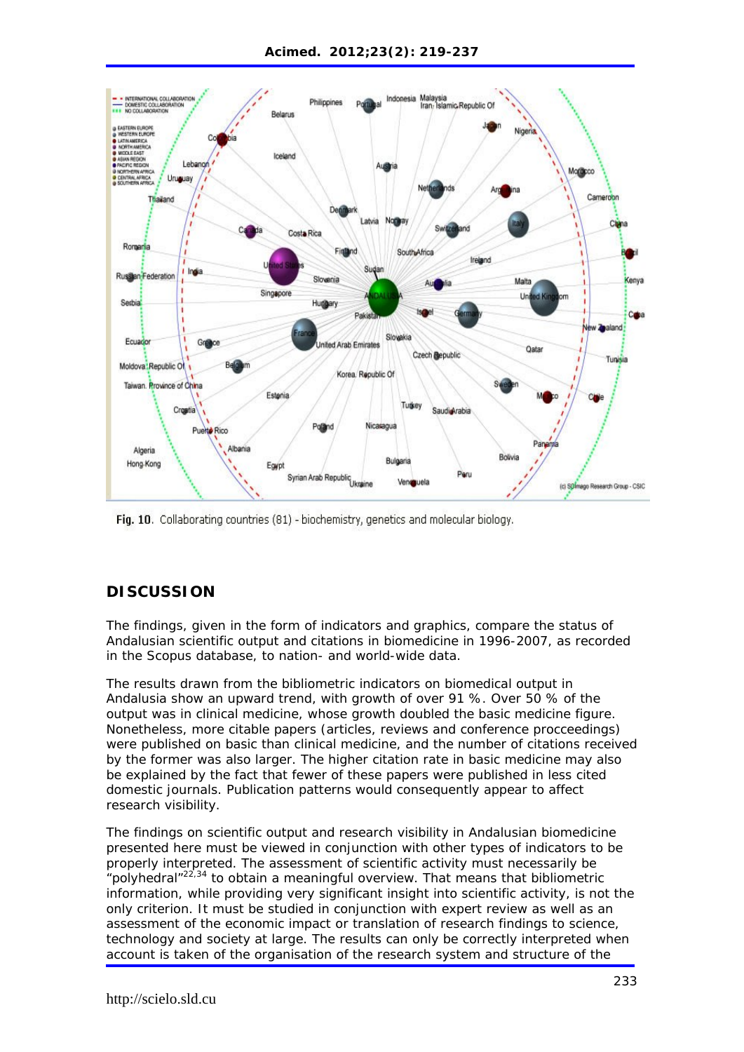Fig. 10. Collaborating countries (81) - biochemistry, genetics and molecular biology.

## DISCUSSION

The findings, given in the form of indicators and graphics, compare the status of Andalusian scientific output and citations in biomedicine in 1996-2007, as recorded in the Scopus database, to nation- and world-wide data.

The results drawn from the bibliometric indicators on biomedical output in Andalusia show an upward trend, with growth of over 91 %. Over 50 % of the output was in clinical medicine, whose growth doubled the basic medicine figure. Nonetheless, more citable papers (articles, reviews and conference procceedings) were published on basic than clinical medicine, and the number of citations received by the former was also larger. The higher citation rate in basic medicine may also be explained by the fact that fewer of these papers were published in less cited domestic journals. Publication patterns would consequently appear to affect research visibility.

The findings on scientific output and research visibility in Andalusian biomedicine presented here must be viewed in conjunction with other types of indicators to be properly interpreted. The assessment of scientific activity must necessarily be "polyhedral"[22,34] to obtain a meaningful overview. That means that bibliometric information, while providing very significant insight into scientific activity, is not the only criterion. It must be studied in conjunction with expert review as well as an assessment of the economic impact or translation of research findings to science, technology and society at large. The results can only be correctly interpreted when account is taken of the organisation of the research system and structure of the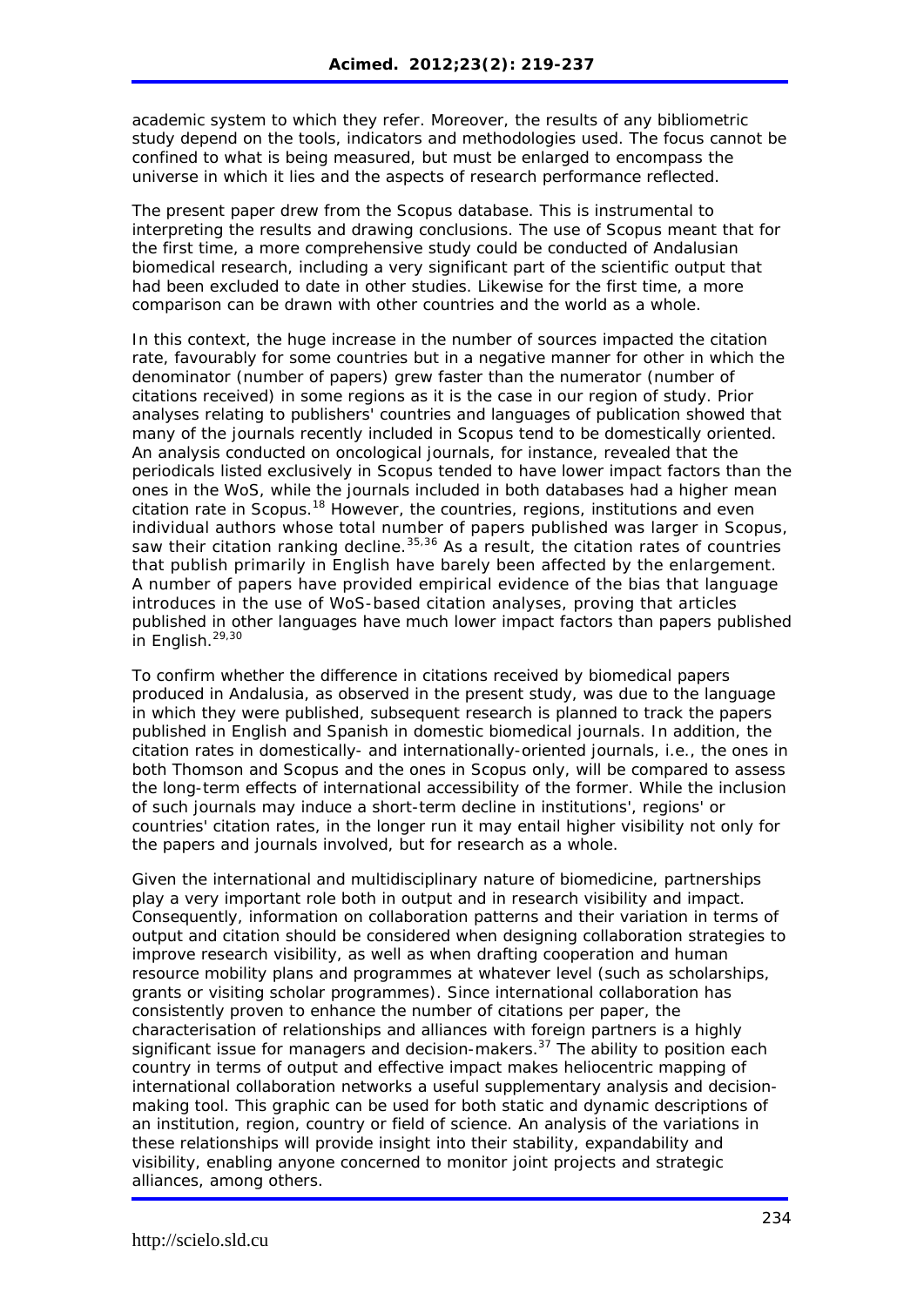academic system to which they refer. Moreover, the results of any bibliometric study depend on the tools, indicators and methodologies used. The focus cannot be confined to what is being measured, but must be enlarged to encompass the universe in which it lies and the aspects of research performance reflected.

The present paper drew from the Scopus database. This is instrumental to interpreting the results and drawing conclusions. The use of Scopus meant that for the first time, a more comprehensive study could be conducted of Andalusian biomedical research, including a very significant part of the scientific output that had been excluded to date in other studies. Likewise for the first time, a more comparison can be drawn with other countries and the world as a whole.

In this context, the huge increase in the number of sources impacted the citation rate, favourably for some countries but in a negative manner for other in which the denominator (number of papers) grew faster than the numerator (number of citations received) in some regions as it is the case in our region of study. Prior analyses relating to publishers' countries and languages of publication showed that many of the journals recently included in Scopus tend to be domestically oriented. An analysis conducted on oncological journals, for instance, revealed that the periodicals listed exclusively in Scopus tended to have lower impact factors than the ones in the WoS, while the journals included in both databases had a higher mean citation rate in Scopus.[18] However, the countries, regions, institutions and even individual authors whose total number of papers published was larger in Scopus, saw their citation ranking decline.[35,36] As a result, the citation rates of countries that publish primarily in English have barely been affected by the enlargement. A number of papers have provided empirical evidence of the bias that language introduces in the use of WoS-based citation analyses, proving that articles published in other languages have much lower impact factors than papers published in English.[29,30]

To confirm whether the difference in citations received by biomedical papers produced in Andalusia, as observed in the present study, was due to the language in which they were published, subsequent research is planned to track the papers published in English and Spanish in domestic biomedical journals. In addition, the citation rates in domestically- and internationally-oriented journals, i.e., the ones in both Thomson and Scopus and the ones in Scopus only, will be compared to assess the long-term effects of international accessibility of the former. While the inclusion of such journals may induce a short-term decline in institutions', regions' or countries' citation rates, in the longer run it may entail higher visibility not only for the papers and journals involved, but for research as a whole.

Given the international and multidisciplinary nature of biomedicine, partnerships play a very important role both in output and in research visibility and impact. Consequently, information on collaboration patterns and their variation in terms of output and citation should be considered when designing collaboration strategies to improve research visibility, as well as when drafting cooperation and human resource mobility plans and programmes at whatever level (such as scholarships, grants or visiting scholar programmes). Since international collaboration has consistently proven to enhance the number of citations per paper, the characterisation of relationships and alliances with foreign partners is a highly significant issue for managers and decision-makers.[37] The ability to position each country in terms of output and effective impact makes heliocentric mapping of international collaboration networks a useful supplementary analysis and decision-making tool. This graphic can be used for both static and dynamic descriptions of an institution, region, country or field of science. An analysis of the variations in these relationships will provide insight into their stability, expandability and visibility, enabling anyone concerned to monitor joint projects and strategic alliances, among others.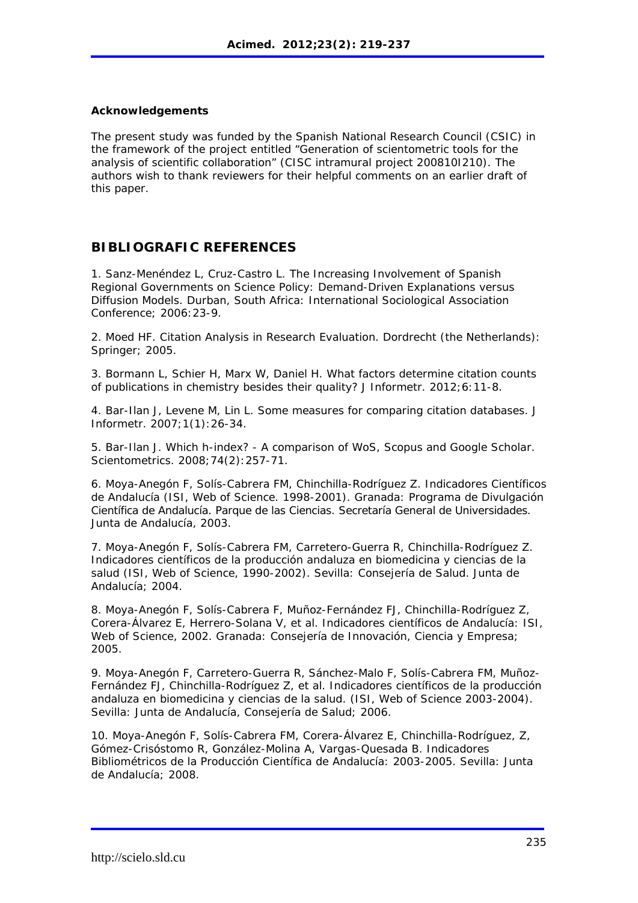**Acknowledgements**

The present study was funded by the Spanish National Research Council (CSIC) in the framework of the project entitled "Generation of scientometric tools for the analysis of scientific collaboration" (CISC intramural project 200810I210). The authors wish to thank reviewers for their helpful comments on an earlier draft of this paper.

## BIBLIOGRAFIC REFERENCES

1. Sanz-Menéndez L, Cruz-Castro L. The Increasing Involvement of Spanish Regional Governments on Science Policy: Demand-Driven Explanations versus Diffusion Models. Durban, South Africa: International Sociological Association Conference; 2006:23-9.

2. Moed HF. Citation Analysis in Research Evaluation. Dordrecht (the Netherlands): Springer; 2005.

3. Bormann L, Schier H, Marx W, Daniel H. What factors determine citation counts of publications in chemistry besides their quality? J Informetr. 2012;6:11-8.

4. Bar-Ilan J, Levene M, Lin L. Some measures for comparing citation databases. J Informetr. 2007;1(1):26-34.

5. Bar-Ilan J. Which h-index? - A comparison of WoS, Scopus and Google Scholar. Scientometrics. 2008;74(2):257-71.

6. Moya-Anegón F, Solís-Cabrera FM, Chinchilla-Rodríguez Z. Indicadores Científicos de Andalucía (ISI, Web of Science. 1998-2001). Granada: Programa de Divulgación Científica de Andalucía. Parque de las Ciencias. Secretaría General de Universidades. Junta de Andalucía, 2003.

7. Moya-Anegón F, Solís-Cabrera FM, Carretero-Guerra R, Chinchilla-Rodríguez Z. Indicadores científicos de la producción andaluza en biomedicina y ciencias de la salud (ISI, Web of Science, 1990-2002). Sevilla: Consejería de Salud. Junta de Andalucía; 2004.

8. Moya-Anegón F, Solís-Cabrera F, Muñoz-Fernández FJ, Chinchilla-Rodríguez Z, Corera-Álvarez E, Herrero-Solana V, et al. Indicadores científicos de Andalucía: ISI, Web of Science, 2002. Granada: Consejería de Innovación, Ciencia y Empresa; 2005.

9. Moya-Anegón F, Carretero-Guerra R, Sánchez-Malo F, Solís-Cabrera FM, Muñoz-Fernández FJ, Chinchilla-Rodríguez Z, et al. Indicadores científicos de la producción andaluza en biomedicina y ciencias de la salud. (ISI, Web of Science 2003-2004). Sevilla: Junta de Andalucía, Consejería de Salud; 2006.

10. Moya-Anegón F, Solís-Cabrera FM, Corera-Álvarez E, Chinchilla-Rodríguez, Z, Gómez-Crisóstomo R, González-Molina A, Vargas-Quesada B. Indicadores Bibliométricos de la Producción Científica de Andalucía: 2003-2005. Sevilla: Junta de Andalucía; 2008.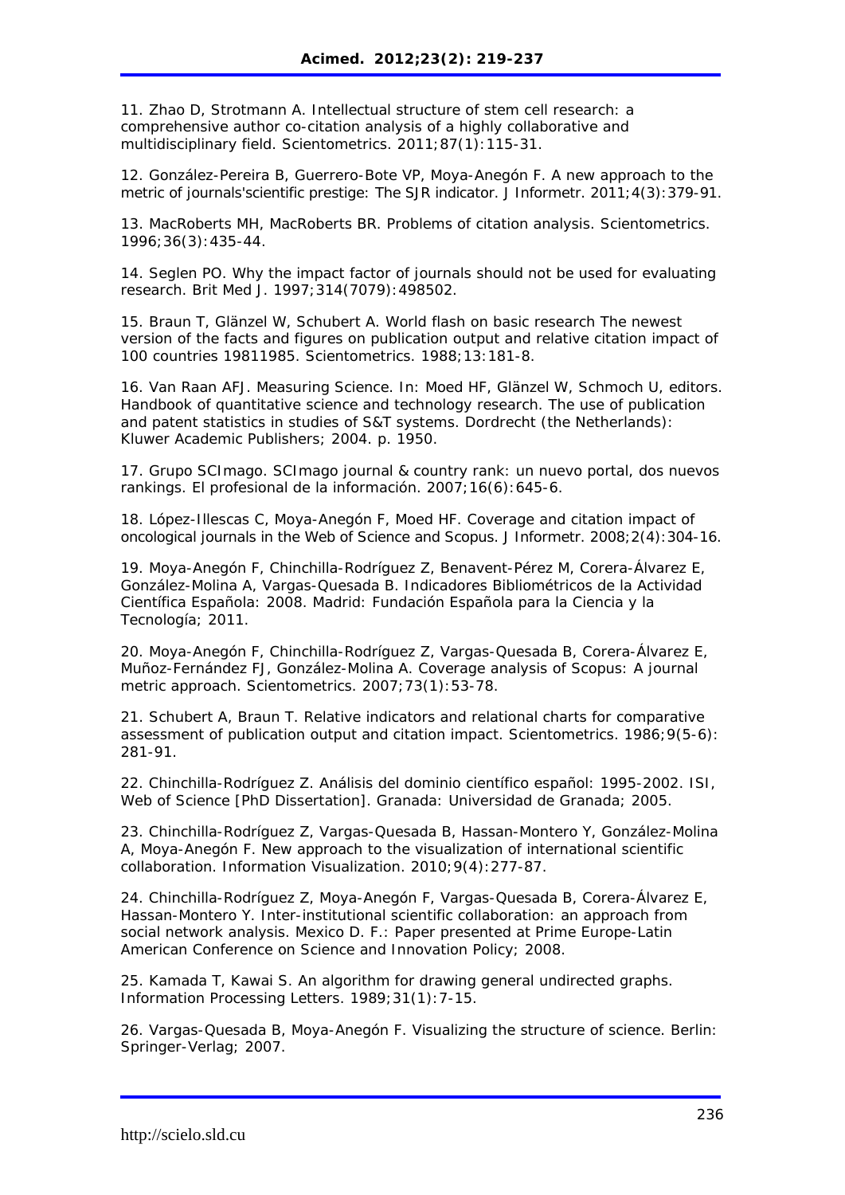11. Zhao D, Strotmann A. Intellectual structure of stem cell research: a comprehensive author co-citation analysis of a highly collaborative and multidisciplinary field. Scientometrics. 2011;87(1):115-31.

12. González-Pereira B, Guerrero-Bote VP, Moya-Anegón F. A new approach to the metric of journals'scientific prestige: The SJR indicator. J Informetr. 2011;4(3):379-91.

13. MacRoberts MH, MacRoberts BR. Problems of citation analysis. Scientometrics. 1996;36(3):435-44.

14. Seglen PO. Why the impact factor of journals should not be used for evaluating research. Brit Med J. 1997;314(7079):498502.

15. Braun T, Glänzel W, Schubert A. World flash on basic research The newest version of the facts and figures on publication output and relative citation impact of 100 countries 19811985. Scientometrics. 1988;13:181-8.

16. Van Raan AFJ. Measuring Science. In: Moed HF, Glänzel W, Schmoch U, editors. Handbook of quantitative science and technology research. The use of publication and patent statistics in studies of S&T systems. Dordrecht (the Netherlands): Kluwer Academic Publishers; 2004. p. 1950.

17. Grupo SCImago. SCImago journal & country rank: un nuevo portal, dos nuevos rankings. El profesional de la información. 2007;16(6):645-6.

18. López-Illescas C, Moya-Anegón F, Moed HF. Coverage and citation impact of oncological journals in the Web of Science and Scopus. J Informetr. 2008;2(4):304-16.

19. Moya-Anegón F, Chinchilla-Rodríguez Z, Benavent-Pérez M, Corera-Álvarez E, González-Molina A, Vargas-Quesada B. Indicadores Bibliométricos de la Actividad Científica Española: 2008. Madrid: Fundación Española para la Ciencia y la Tecnología; 2011.

20. Moya-Anegón F, Chinchilla-Rodríguez Z, Vargas-Quesada B, Corera-Álvarez E, Muñoz-Fernández FJ, González-Molina A. Coverage analysis of Scopus: A journal metric approach. Scientometrics. 2007;73(1):53-78.

21. Schubert A, Braun T. Relative indicators and relational charts for comparative assessment of publication output and citation impact. Scientometrics. 1986;9(5-6):281-91.

22. Chinchilla-Rodríguez Z. Análisis del dominio científico español: 1995-2002. ISI, Web of Science [PhD Dissertation]. Granada: Universidad de Granada; 2005.

23. Chinchilla-Rodríguez Z, Vargas-Quesada B, Hassan-Montero Y, González-Molina A, Moya-Anegón F. New approach to the visualization of international scientific collaboration. Information Visualization. 2010;9(4):277-87.

24. Chinchilla-Rodríguez Z, Moya-Anegón F, Vargas-Quesada B, Corera-Álvarez E, Hassan-Montero Y. Inter-institutional scientific collaboration: an approach from social network analysis. Mexico D. F.: Paper presented at Prime Europe-Latin American Conference on Science and Innovation Policy; 2008.

25. Kamada T, Kawai S. An algorithm for drawing general undirected graphs. Information Processing Letters. 1989;31(1):7-15.

26. Vargas-Quesada B, Moya-Anegón F. Visualizing the structure of science. Berlin: Springer-Verlag; 2007.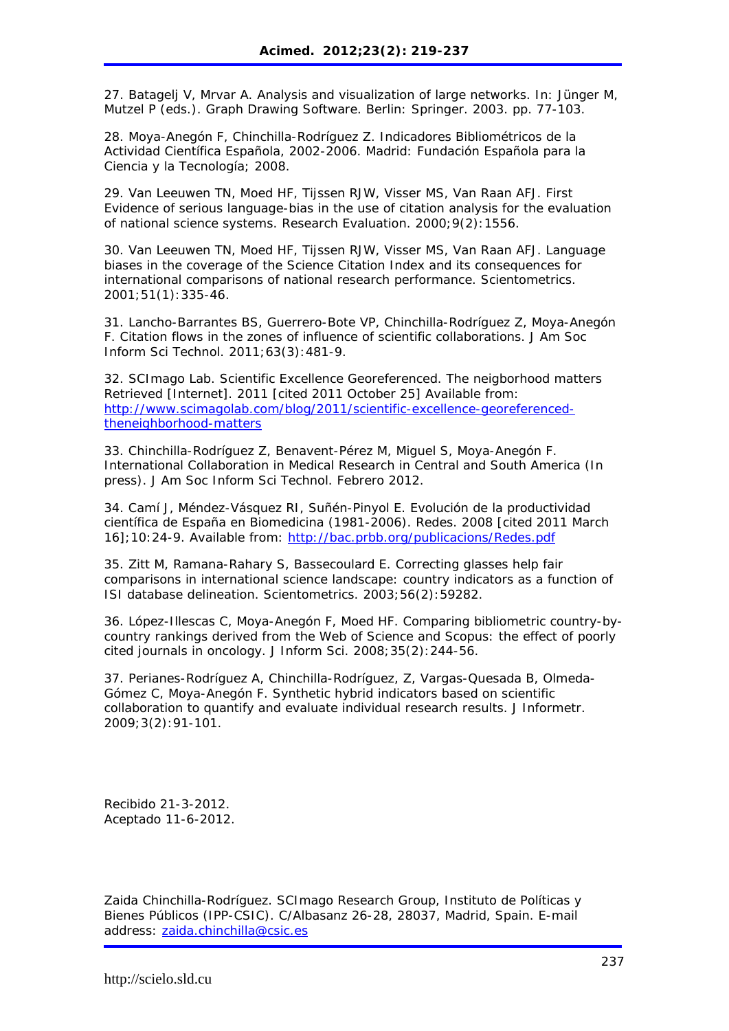27. Batagelj V, Mrvar A. Analysis and visualization of large networks. In: Jünger M, Mutzel P (eds.). Graph Drawing Software. Berlin: Springer. 2003. pp. 77-103.

28. Moya-Anegón F, Chinchilla-Rodríguez Z. Indicadores Bibliométricos de la Actividad Científica Española, 2002-2006. Madrid: Fundación Española para la Ciencia y la Tecnología; 2008.

29. Van Leeuwen TN, Moed HF, Tijssen RJW, Visser MS, Van Raan AFJ. First Evidence of serious language-bias in the use of citation analysis for the evaluation of national science systems. Research Evaluation. 2000;9(2):1556.

30. Van Leeuwen TN, Moed HF, Tijssen RJW, Visser MS, Van Raan AFJ. Language biases in the coverage of the Science Citation Index and its consequences for international comparisons of national research performance. Scientometrics. 2001;51(1):335-46.

31. Lancho-Barrantes BS, Guerrero-Bote VP, Chinchilla-Rodríguez Z, Moya-Anegón F. Citation flows in the zones of influence of scientific collaborations. J Am Soc Inform Sci Technol. 2011;63(3):481-9.

32. SCImago Lab. Scientific Excellence Georeferenced. The neigborhood matters Retrieved [Internet]. 2011 [cited 2011 October 25] Available from: [http://www.scimagolab.com/blog/2011/scientific-excellence-georeferenced-theneighborhood-matters](http://www.scimagolab.com/blog/2011/scientific-excellence-georeferenced-theneighborhood-matters)

33. Chinchilla-Rodríguez Z, Benavent-Pérez M, Miguel S, Moya-Anegón F. International Collaboration in Medical Research in Central and South America (In press). J Am Soc Inform Sci Technol. Febrero 2012.

34. Camí J, Méndez-Vásquez RI, Suñén-Pinyol E. Evolución de la productividad científica de España en Biomedicina (1981-2006). Redes. 2008 [cited 2011 March 16];10:24-9. Available from: [http://bac.prbb.org/publicacions/Redes.pdf](http://bac.prbb.org/publicacions/Redes.pdf)

35. Zitt M, Ramana-Rahary S, Bassecoulard E. Correcting glasses help fair comparisons in international science landscape: country indicators as a function of ISI database delineation. Scientometrics. 2003;56(2):59282.

36. López-Illescas C, Moya-Anegón F, Moed HF. Comparing bibliometric country-by-country rankings derived from the Web of Science and Scopus: the effect of poorly cited journals in oncology. J Inform Sci. 2008;35(2):244-56.

37. Perianes-Rodríguez A, Chinchilla-Rodríguez, Z, Vargas-Quesada B, Olmeda-Gómez C, Moya-Anegón F. Synthetic hybrid indicators based on scientific collaboration to quantify and evaluate individual research results. J Informetr. 2009;3(2):91-101.

Recibido 21-3-2012.
Aceptado 11-6-2012.

Zaida Chinchilla-Rodríguez. SCImago Research Group, Instituto de Políticas y Bienes Públicos (IPP-CSIC). C/Albasanz 26-28, 28037, Madrid, Spain. E-mail address: [zaida.chinchilla@csic.es](mailto:zaida.chinchilla@csic.es)